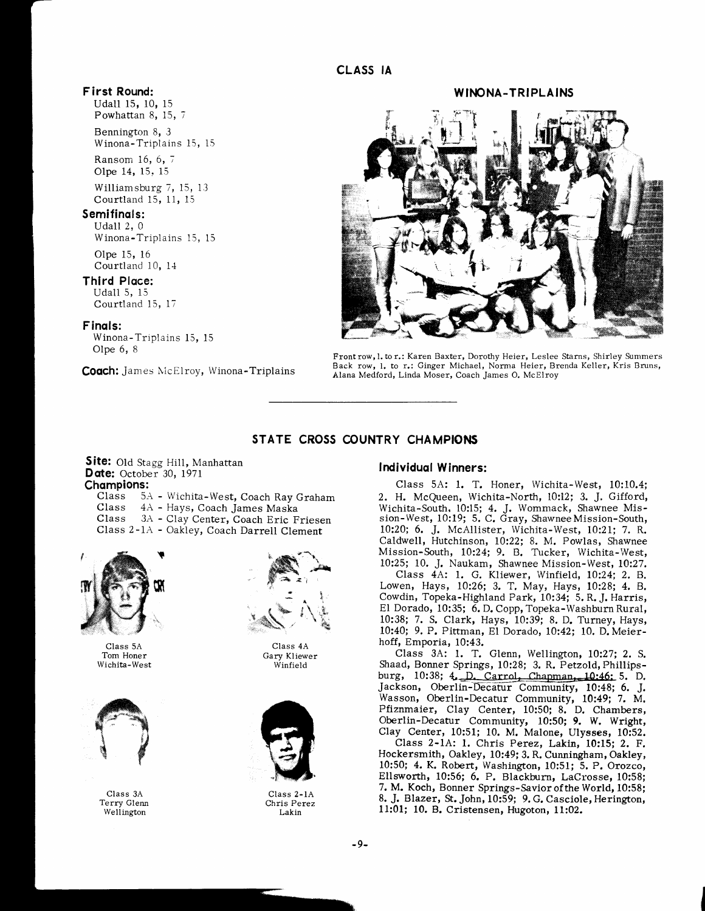## CLASS 1A

**First Round:**

Udall 15, 10, 15
Powhattan 8, 15, 7

Bennington 8, 3
Winona-Triplains 15, 15

Ransom 16, 6, 7
Olpe 14, 15, 15

Williamsburg 7, 15, 13
Courtland 15, 11, 15

**Semifinals:**

Udall 2, 0
Winona-Triplains 15, 15

Olpe 15, 16
Courtland 10, 14

**Third Place:**

Udall 5, 15
Courtland 15, 17

**Finals:**

Winona-Triplains 15, 15
Olpe 6, 8

**Coach:** James McElroy, Winona-Triplains

### WINONA-TRIPLAINS

Front row, l. to r.: Karen Baxter, Dorothy Heier, Leslee Starns, Shirley Summers
Back row, l. to r.: Ginger Michael, Norma Heier, Brenda Keller, Kris Bruns, Alana Medford, Linda Moser, Coach James O. McElroy

---

## STATE CROSS COUNTRY CHAMPIONS

**Site:** Old Stagg Hill, Manhattan
**Date:** October 30, 1971
**Champions:**

Class 5A - Wichita-West, Coach Ray Graham
Class 4A - Hays, Coach James Maska
Class 3A - Clay Center, Coach Eric Friesen
Class 2-1A - Oakley, Coach Darrell Clement

Class 5A
Tom Honer
Wichita-West

Class 4A
Gary Kliewer
Winfield

Class 3A
Terry Glenn
Wellington

Class 2-1A
Chris Perez
Lakin

### Individual Winners:

Class 5A: 1. T. Honer, Wichita-West, 10:10.4; 2. H. McQueen, Wichita-North, 10:12; 3. J. Gifford, Wichita-South, 10:15; 4. J. Wommack, Shawnee Mission-West, 10:19; 5. C. Gray, Shawnee Mission-South, 10:20; 6. J. McAllister, Wichita-West, 10:21; 7. R. Caldwell, Hutchinson, 10:22; 8. M. Powlas, Shawnee Mission-South, 10:24; 9. B. Tucker, Wichita-West, 10:25; 10. J. Naukam, Shawnee Mission-West, 10:27.

Class 4A: 1. G. Kliewer, Winfield, 10:24; 2. B. Lowen, Hays, 10:26; 3. T. May, Hays, 10:28; 4. B. Cowdin, Topeka-Highland Park, 10:34; 5. R. J. Harris, El Dorado, 10:35; 6. D. Copp, Topeka-Washburn Rural, 10:38; 7. S. Clark, Hays, 10:39; 8. D. Turney, Hays, 10:40; 9. P. Pittman, El Dorado, 10:42; 10. D. Meierhoff, Emporia, 10:43.

Class 3A: 1. T. Glenn, Wellington, 10:27; 2. S. Shaad, Bonner Springs, 10:28; 3. R. Petzold, Phillipsburg, 10:38; 4. D. Carrol, Chapman, 10:46; 5. D. Jackson, Oberlin-Decatur Community, 10:48; 6. J. Wasson, Oberlin-Decatur Community, 10:49; 7. M. Pfiznmaier, Clay Center, 10:50; 8. D. Chambers, Oberlin-Decatur Community, 10:50; 9. W. Wright, Clay Center, 10:51; 10. M. Malone, Ulysses, 10:52.

Class 2-1A: 1. Chris Perez, Lakin, 10:15; 2. F. Hockersmith, Oakley, 10:49; 3. R. Cunningham, Oakley, 10:50; 4. K. Robert, Washington, 10:51; 5. P. Orozco, Ellsworth, 10:56; 6. P. Blackburn, LaCrosse, 10:58; 7. M. Koch, Bonner Springs-Savior of the World, 10:58; 8. J. Blazer, St. John, 10:59; 9. G. Casciole, Herington, 11:01; 10. B. Cristensen, Hugoton, 11:02.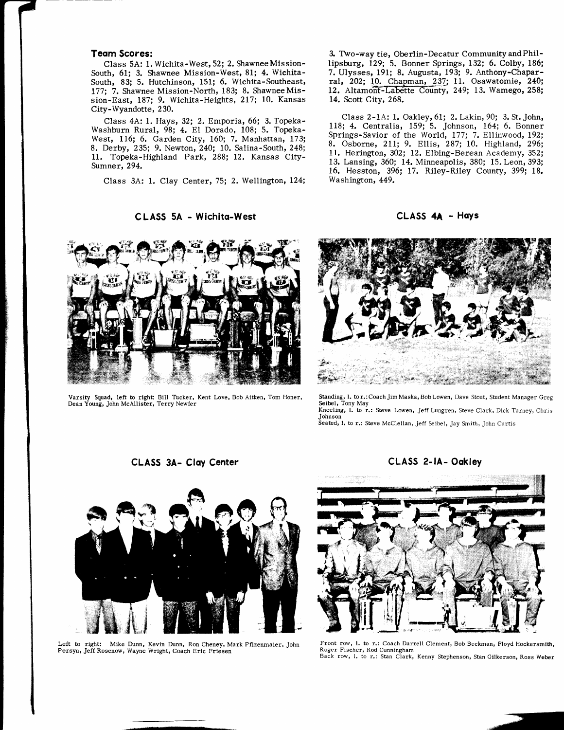## Team Scores:

Class 5A: 1. Wichita-West, 52; 2. Shawnee Mission-South, 61; 3. Shawnee Mission-West, 81; 4. Wichita-South, 83; 5. Hutchinson, 151; 6. Wichita-Southeast, 177; 7. Shawnee Mission-North, 183; 8. Shawnee Mission-East, 187; 9. Wichita-Heights, 217; 10. Kansas City-Wyandotte, 230.

Class 4A: 1. Hays, 32; 2. Emporia, 66; 3. Topeka-Washburn Rural, 98; 4. El Dorado, 108; 5. Topeka-West, 116; 6. Garden City, 160; 7. Manhattan, 173; 8. Derby, 235; 9. Newton, 240; 10. Salina-South, 248; 11. Topeka-Highland Park, 288; 12. Kansas City-Sumner, 294.

Class 3A: 1. Clay Center, 75; 2. Wellington, 124; 3. Two-way tie, Oberlin-Decatur Community and Phillipsburg, 129; 5. Bonner Springs, 132; 6. Colby, 186; 7. Ulysses, 191; 8. Augusta, 193; 9. Anthony-Chaparral, 202; 10. Chapman, 237; 11. Osawatomie, 240; 12. Altamont-Labette County, 249; 13. Wamego, 258; 14. Scott City, 268.

Class 2-1A: 1. Oakley, 61; 2. Lakin, 90; 3. St. John, 118; 4. Centralia, 159; 5. Johnson, 164; 6. Bonner Springs-Savior of the World, 177; 7. Ellinwood, 192; 8. Osborne, 211; 9. Ellis, 287; 10. Highland, 296; 11. Herington, 302; 12. Elbing-Berean Academy, 352; 13. Lansing, 360; 14. Minneapolis, 380; 15. Leon, 393; 16. Hesston, 396; 17. Riley-Riley County, 399; 18. Washington, 449.

### CLASS 5A - Wichita-West

Varsity Squad, left to right: Bill Tucker, Kent Love, Bob Aitken, Tom Honer, Dean Young, John McAllister, Terry Newfer

### CLASS 4A - Hays

Standing, l. to r.: Coach Jim Maska, Bob Lowen, Dave Stout, Student Manager Greg Seibel, Tony May
Kneeling, l. to r.: Steve Lowen, Jeff Lungren, Steve Clark, Dick Turney, Chris Johnson
Seated, l. to r.: Steve McClellan, Jeff Seibel, Jay Smith, John Curtis

### CLASS 3A- Clay Center

Left to right: Mike Dunn, Kevin Dunn, Ron Cheney, Mark Pfizenmaier, John Persyn, Jeff Rosenow, Wayne Wright, Coach Eric Friesen

### CLASS 2-1A- Oakley

Front row, l. to r.: Coach Darrell Clement, Bob Beckman, Floyd Hockersmith, Roger Fischer, Rod Cunningham
Back row, l. to r.: Stan Clark, Kenny Stephenson, Stan Gilkerson, Ross Weber